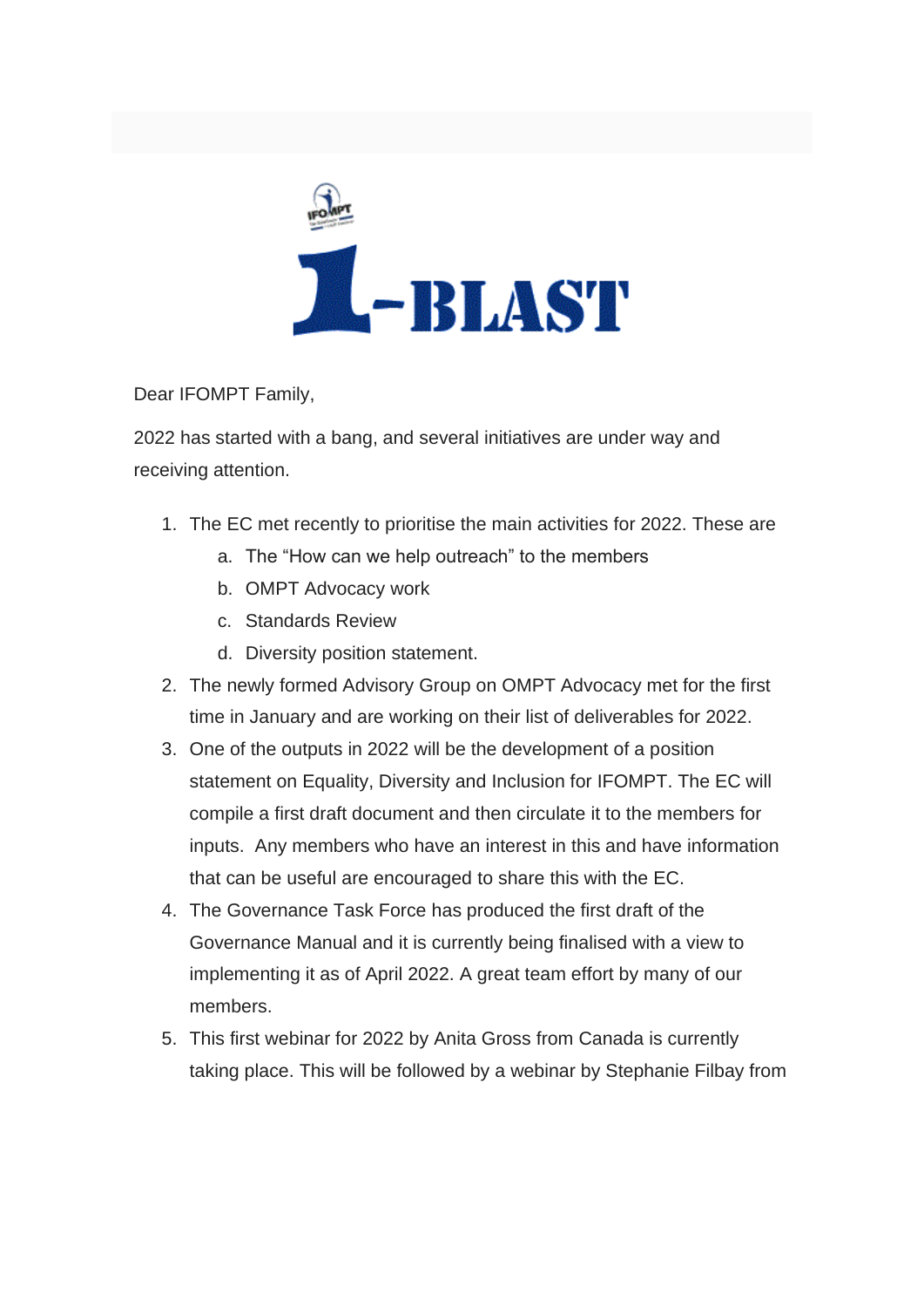# I-BLAST

Dear IFOMPT Family,

2022 has started with a bang, and several initiatives are under way and receiving attention.

1. The EC met recently to prioritise the main activities for 2022. These are
   a. The "How can we help outreach" to the members
   b. OMPT Advocacy work
   c. Standards Review
   d. Diversity position statement.
2. The newly formed Advisory Group on OMPT Advocacy met for the first time in January and are working on their list of deliverables for 2022.
3. One of the outputs in 2022 will be the development of a position statement on Equality, Diversity and Inclusion for IFOMPT. The EC will compile a first draft document and then circulate it to the members for inputs. Any members who have an interest in this and have information that can be useful are encouraged to share this with the EC.
4. The Governance Task Force has produced the first draft of the Governance Manual and it is currently being finalised with a view to implementing it as of April 2022. A great team effort by many of our members.
5. This first webinar for 2022 by Anita Gross from Canada is currently taking place. This will be followed by a webinar by Stephanie Filbay from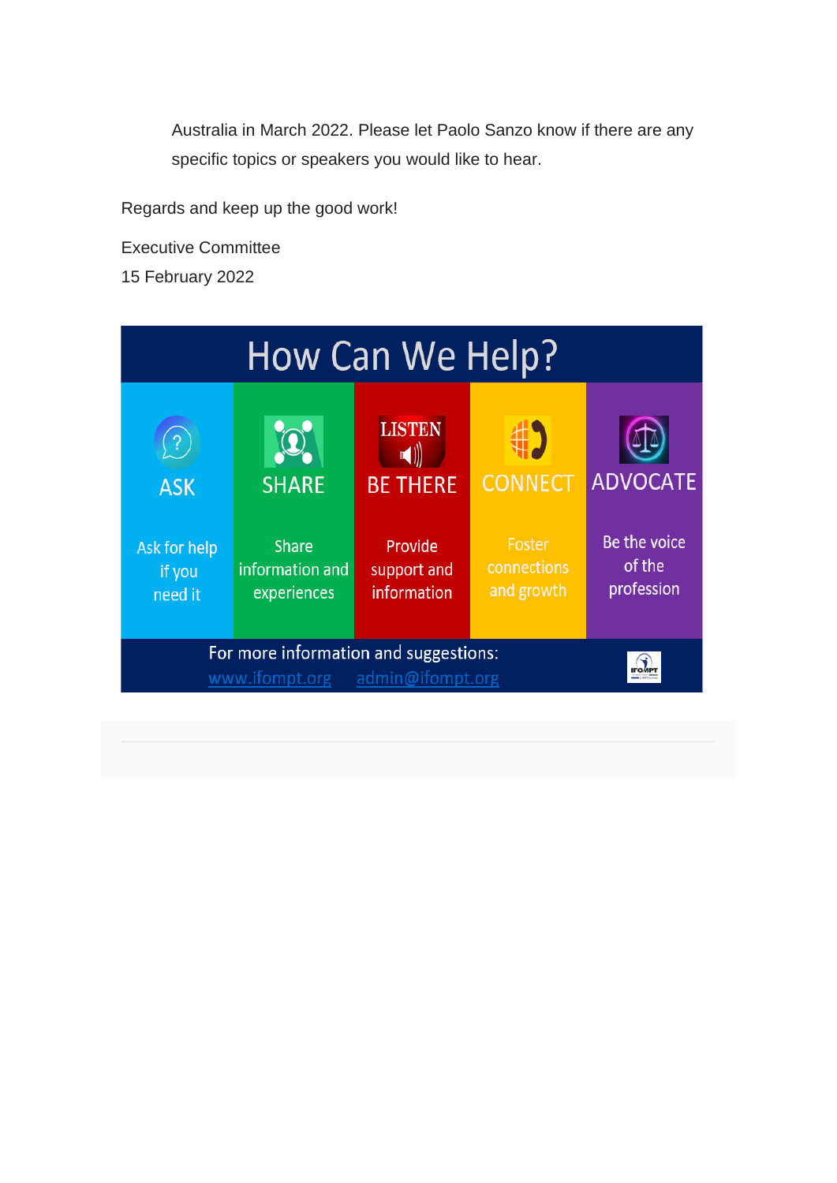Australia in March 2022. Please let Paolo Sanzo know if there are any specific topics or speakers you would like to hear.

Regards and keep up the good work!

Executive Committee
15 February 2022

# How Can We Help?

| ASK | SHARE | BE THERE | CONNECT | ADVOCATE |
|---|---|---|---|---|
| Ask for help if you need it | Share information and experiences | Provide support and information | Foster connections and growth | Be the voice of the profession |

For more information and suggestions:
www.ifompt.org admin@ifompt.org